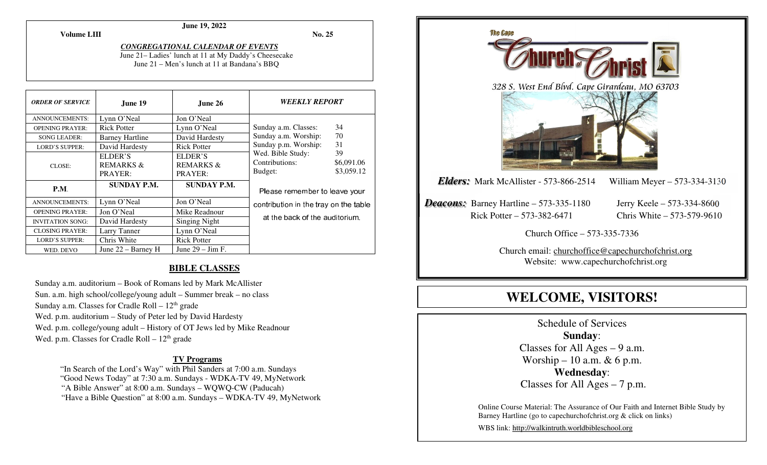**June 19, 2022**

**Volume LIII** **No. 25**

***CONGREGATIONAL CALENDAR OF EVENTS***

June 21– Ladies' lunch at 11 at My Daddy's Cheesecake
June 21 – Men's lunch at 11 at Bandana's BBQ

| *ORDER OF SERVICE* | June 19 | June 26 |
|---|---|---|
| ANNOUNCEMENTS: | Lynn O'Neal | Jon O'Neal |
| OPENING PRAYER: | Rick Potter | Lynn O'Neal |
| SONG LEADER: | Barney Hartline | David Hardesty |
| LORD'S SUPPER: | David Hardesty | Rick Potter |
| CLOSE: | ELDER'S REMARKS & PRAYER: | ELDER'S REMARKS & PRAYER: |
| **P.M.** | **SUNDAY P.M.** | **SUNDAY P.M.** |
| ANNOUNCEMENTS: | Lynn O'Neal | Jon O'Neal |
| OPENING PRAYER: | Jon O'Neal | Mike Readnour |
| INVITATION SONG: | David Hardesty | Singing Night |
| CLOSING PRAYER: | Larry Tanner | Lynn O'Neal |
| LORD'S SUPPER: | Chris White | Rick Potter |
| WED. DEVO | June 22 – Barney H | June 29 – Jim F. |

***WEEKLY REPORT***

| | |
|---|---|
| Sunday a.m. Classes: | 34 |
| Sunday a.m. Worship: | 70 |
| Sunday p.m. Worship: | 31 |
| Wed. Bible Study: | 39 |
| Contributions: | $6,091.06 |
| Budget: | $3,059.12 |

Please remember to leave your contribution in the tray on the table at the back of the auditorium.

## BIBLE CLASSES

Sunday a.m. auditorium – Book of Romans led by Mark McAllister
Sun. a.m. high school/college/young adult – Summer break – no class
Sunday a.m. Classes for Cradle Roll – 12th grade
Wed. p.m. auditorium – Study of Peter led by David Hardesty
Wed. p.m. college/young adult – History of OT Jews led by Mike Readnour
Wed. p.m. Classes for Cradle Roll – 12th grade

### TV Programs

"In Search of the Lord's Way" with Phil Sanders at 7:00 a.m. Sundays
"Good News Today" at 7:30 a.m. Sundays - WDKA-TV 49, MyNetwork
"A Bible Answer" at 8:00 a.m. Sundays – WQWQ-CW (Paducah)
"Have a Bible Question" at 8:00 a.m. Sundays – WDKA-TV 49, MyNetwork

The Cape **Church of Christ**

*328 S. West End Blvd. Cape Girardeau, MO 63703*

***Elders:*** Mark McAllister - 573-866-2514 William Meyer – 573-334-3130

***Deacons:*** Barney Hartline – 573-335-1180 Jerry Keele – 573-334-8600
Rick Potter – 573-382-6471 Chris White – 573-579-9610

Church Office – 573-335-7336

Church email: churchoffice@capechurchofchrist.org
Website: www.capechurchofchrist.org

# WELCOME, VISITORS!

Schedule of Services

**Sunday**:
Classes for All Ages – 9 a.m.
Worship – 10 a.m. & 6 p.m.

**Wednesday**:
Classes for All Ages – 7 p.m.

Online Course Material: The Assurance of Our Faith and Internet Bible Study by Barney Hartline (go to capechurchofchrist.org & click on links)

WBS link: http://walkintruth.worldbibleschool.org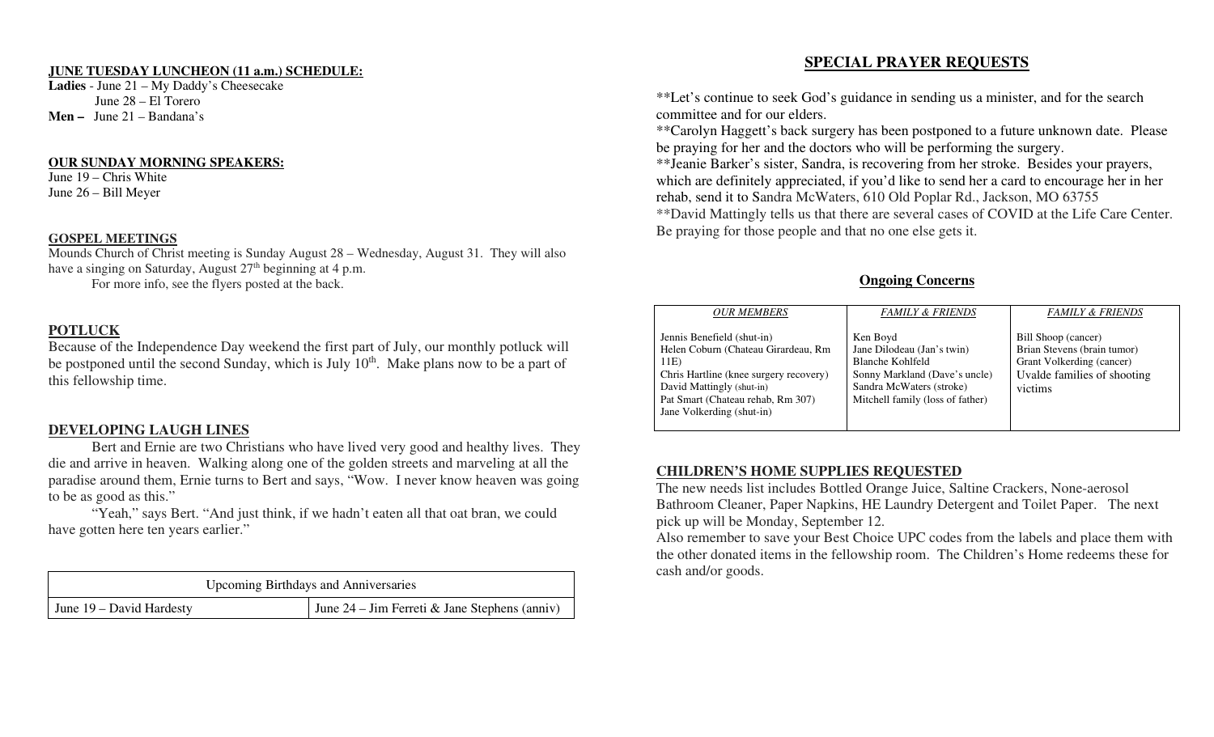**JUNE TUESDAY LUNCHEON (11 a.m.) SCHEDULE:**

**Ladies** - June 21 – My Daddy's Cheesecake
June 28 – El Torero

**Men –** June 21 – Bandana's

**OUR SUNDAY MORNING SPEAKERS:**

June 19 – Chris White
June 26 – Bill Meyer

**GOSPEL MEETINGS**

Mounds Church of Christ meeting is Sunday August 28 – Wednesday, August 31. They will also have a singing on Saturday, August 27th beginning at 4 p.m.

For more info, see the flyers posted at the back.

## POTLUCK

Because of the Independence Day weekend the first part of July, our monthly potluck will be postponed until the second Sunday, which is July 10th. Make plans now to be a part of this fellowship time.

## DEVELOPING LAUGH LINES

Bert and Ernie are two Christians who have lived very good and healthy lives. They die and arrive in heaven. Walking along one of the golden streets and marveling at all the paradise around them, Ernie turns to Bert and says, "Wow. I never know heaven was going to be as good as this."

"Yeah," says Bert. "And just think, if we hadn't eaten all that oat bran, we could have gotten here ten years earlier."

| Upcoming Birthdays and Anniversaries | |
|---|---|
| June 19 – David Hardesty | June 24 – Jim Ferreti & Jane Stephens (anniv) |

## SPECIAL PRAYER REQUESTS

**Let's continue to seek God's guidance in sending us a minister, and for the search committee and for our elders.

**Carolyn Haggett's back surgery has been postponed to a future unknown date. Please be praying for her and the doctors who will be performing the surgery.

**Jeanie Barker's sister, Sandra, is recovering from her stroke. Besides your prayers, which are definitely appreciated, if you'd like to send her a card to encourage her in her rehab, send it to Sandra McWaters, 610 Old Poplar Rd., Jackson, MO 63755

**David Mattingly tells us that there are several cases of COVID at the Life Care Center. Be praying for those people and that no one else gets it.

### Ongoing Concerns

| *OUR MEMBERS* | *FAMILY & FRIENDS* | *FAMILY & FRIENDS* |
|---|---|---|
| Jennis Benefield (shut-in)<br>Helen Coburn (Chateau Girardeau, Rm 11E)<br>Chris Hartline (knee surgery recovery)<br>David Mattingly (shut-in)<br>Pat Smart (Chateau rehab, Rm 307)<br>Jane Volkerding (shut-in) | Ken Boyd<br>Jane Dilodeau (Jan's twin)<br>Blanche Kohlfeld<br>Sonny Markland (Dave's uncle)<br>Sandra McWaters (stroke)<br>Mitchell family (loss of father) | Bill Shoop (cancer)<br>Brian Stevens (brain tumor)<br>Grant Volkerding (cancer)<br>Uvalde families of shooting victims |

## CHILDREN'S HOME SUPPLIES REQUESTED

The new needs list includes Bottled Orange Juice, Saltine Crackers, None-aerosol Bathroom Cleaner, Paper Napkins, HE Laundry Detergent and Toilet Paper. The next pick up will be Monday, September 12.

Also remember to save your Best Choice UPC codes from the labels and place them with the other donated items in the fellowship room. The Children's Home redeems these for cash and/or goods.